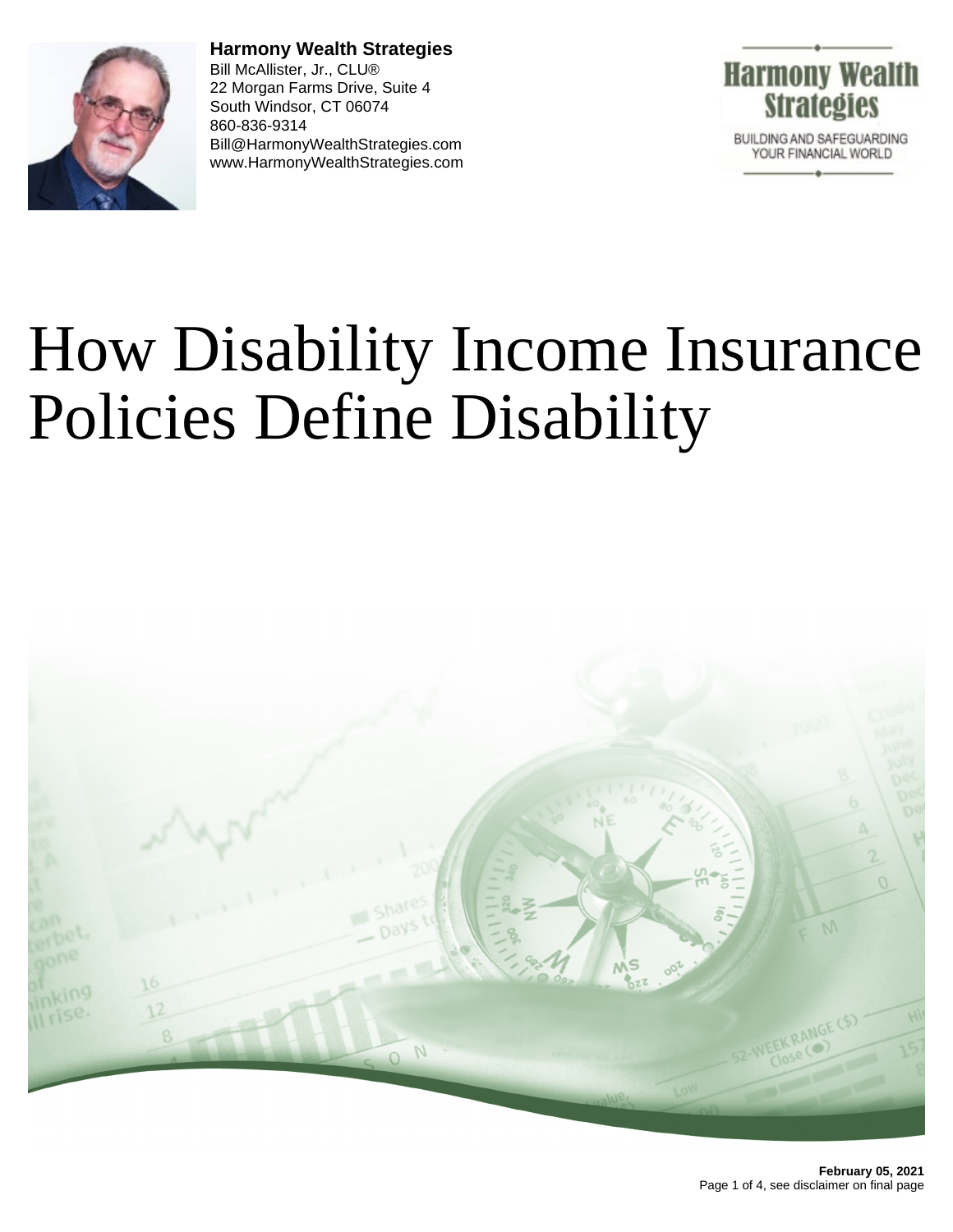**Harmony Wealth Strategies**
Bill McAllister, Jr., CLU®
22 Morgan Farms Drive, Suite 4
South Windsor, CT 06074
860-836-9314
Bill@HarmonyWealthStrategies.com
www.HarmonyWealthStrategies.com

# How Disability Income Insurance Policies Define Disability

**February 05, 2021**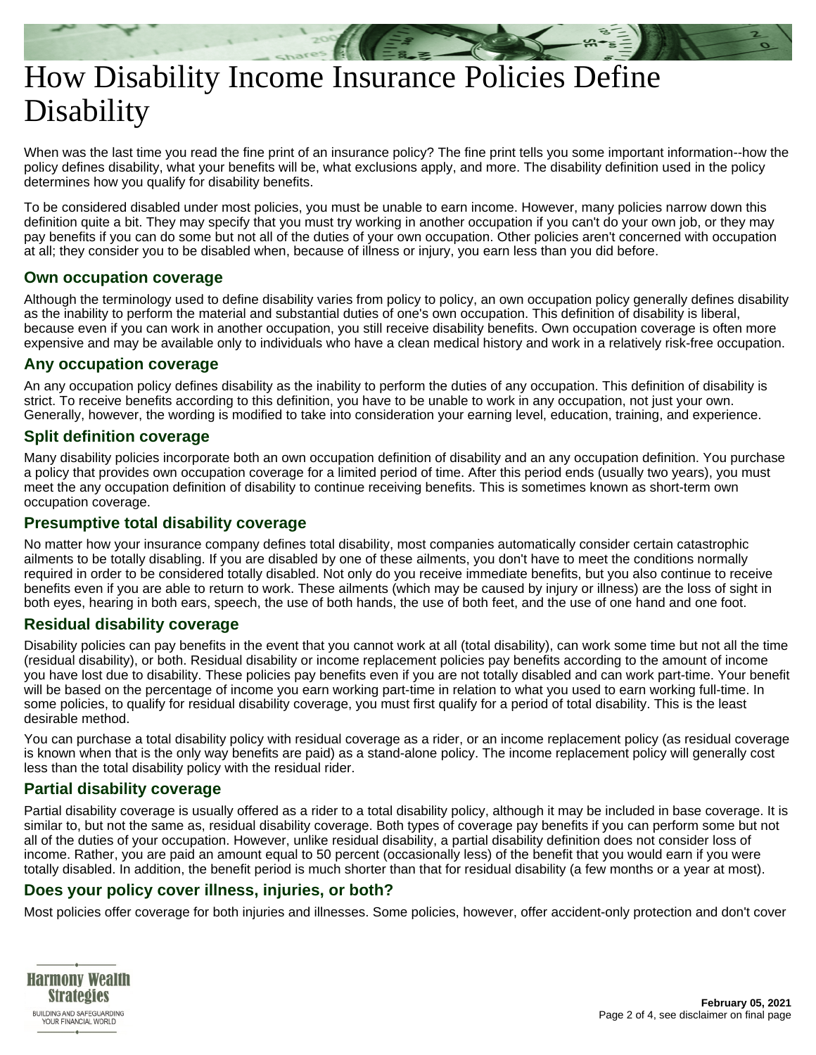# How Disability Income Insurance Policies Define Disability

When was the last time you read the fine print of an insurance policy? The fine print tells you some important information--how the policy defines disability, what your benefits will be, what exclusions apply, and more. The disability definition used in the policy determines how you qualify for disability benefits.

To be considered disabled under most policies, you must be unable to earn income. However, many policies narrow down this definition quite a bit. They may specify that you must try working in another occupation if you can't do your own job, or they may pay benefits if you can do some but not all of the duties of your own occupation. Other policies aren't concerned with occupation at all; they consider you to be disabled when, because of illness or injury, you earn less than you did before.

## Own occupation coverage

Although the terminology used to define disability varies from policy to policy, an own occupation policy generally defines disability as the inability to perform the material and substantial duties of one's own occupation. This definition of disability is liberal, because even if you can work in another occupation, you still receive disability benefits. Own occupation coverage is often more expensive and may be available only to individuals who have a clean medical history and work in a relatively risk-free occupation.

## Any occupation coverage

An any occupation policy defines disability as the inability to perform the duties of any occupation. This definition of disability is strict. To receive benefits according to this definition, you have to be unable to work in any occupation, not just your own. Generally, however, the wording is modified to take into consideration your earning level, education, training, and experience.

## Split definition coverage

Many disability policies incorporate both an own occupation definition of disability and an any occupation definition. You purchase a policy that provides own occupation coverage for a limited period of time. After this period ends (usually two years), you must meet the any occupation definition of disability to continue receiving benefits. This is sometimes known as short-term own occupation coverage.

## Presumptive total disability coverage

No matter how your insurance company defines total disability, most companies automatically consider certain catastrophic ailments to be totally disabling. If you are disabled by one of these ailments, you don't have to meet the conditions normally required in order to be considered totally disabled. Not only do you receive immediate benefits, but you also continue to receive benefits even if you are able to return to work. These ailments (which may be caused by injury or illness) are the loss of sight in both eyes, hearing in both ears, speech, the use of both hands, the use of both feet, and the use of one hand and one foot.

## Residual disability coverage

Disability policies can pay benefits in the event that you cannot work at all (total disability), can work some time but not all the time (residual disability), or both. Residual disability or income replacement policies pay benefits according to the amount of income you have lost due to disability. These policies pay benefits even if you are not totally disabled and can work part-time. Your benefit will be based on the percentage of income you earn working part-time in relation to what you used to earn working full-time. In some policies, to qualify for residual disability coverage, you must first qualify for a period of total disability. This is the least desirable method.

You can purchase a total disability policy with residual coverage as a rider, or an income replacement policy (as residual coverage is known when that is the only way benefits are paid) as a stand-alone policy. The income replacement policy will generally cost less than the total disability policy with the residual rider.

## Partial disability coverage

Partial disability coverage is usually offered as a rider to a total disability policy, although it may be included in base coverage. It is similar to, but not the same as, residual disability coverage. Both types of coverage pay benefits if you can perform some but not all of the duties of your occupation. However, unlike residual disability, a partial disability definition does not consider loss of income. Rather, you are paid an amount equal to 50 percent (occasionally less) of the benefit that you would earn if you were totally disabled. In addition, the benefit period is much shorter than that for residual disability (a few months or a year at most).

## Does your policy cover illness, injuries, or both?

Most policies offer coverage for both injuries and illnesses. Some policies, however, offer accident-only protection and don't cover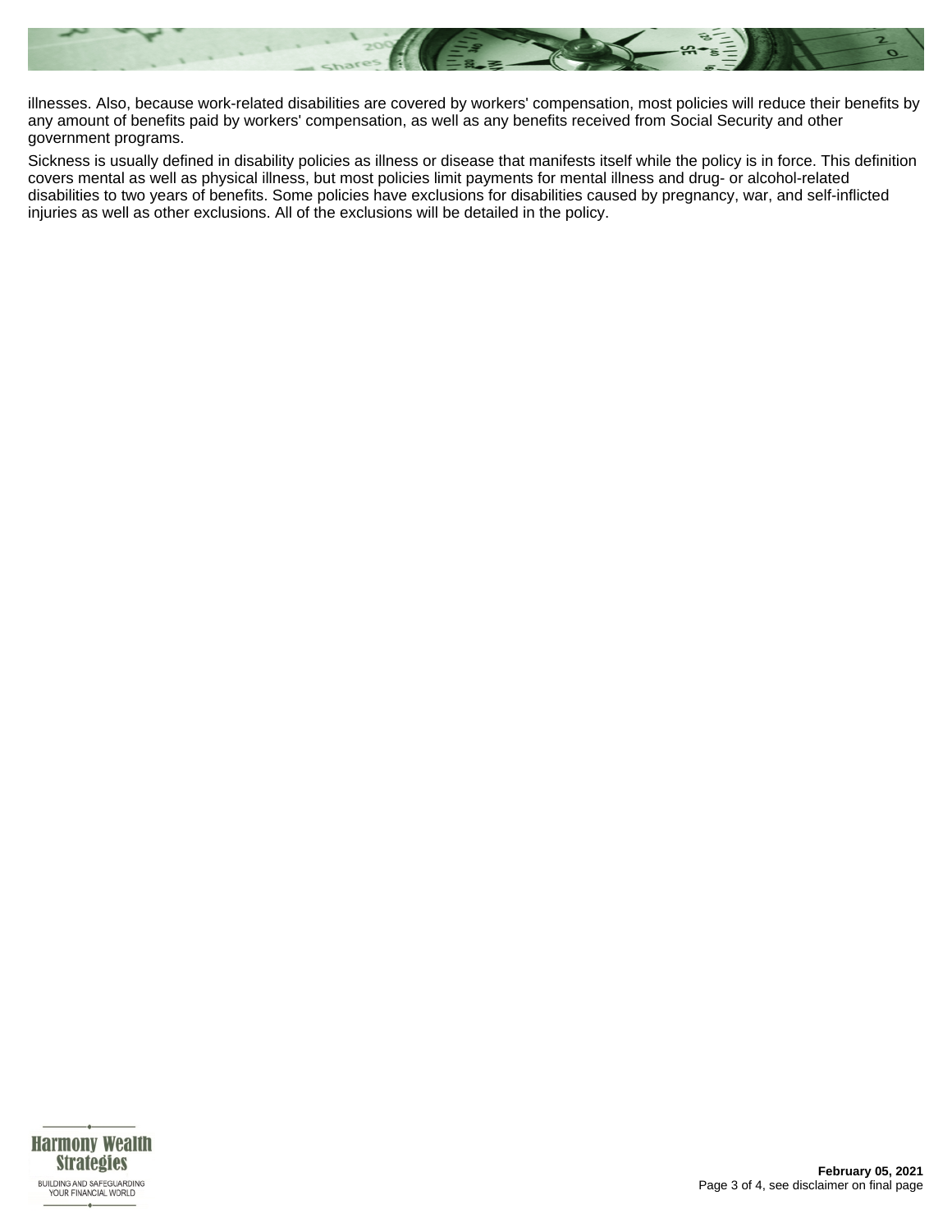illnesses. Also, because work-related disabilities are covered by workers' compensation, most policies will reduce their benefits by any amount of benefits paid by workers' compensation, as well as any benefits received from Social Security and other government programs.

Sickness is usually defined in disability policies as illness or disease that manifests itself while the policy is in force. This definition covers mental as well as physical illness, but most policies limit payments for mental illness and drug- or alcohol-related disabilities to two years of benefits. Some policies have exclusions for disabilities caused by pregnancy, war, and self-inflicted injuries as well as other exclusions. All of the exclusions will be detailed in the policy.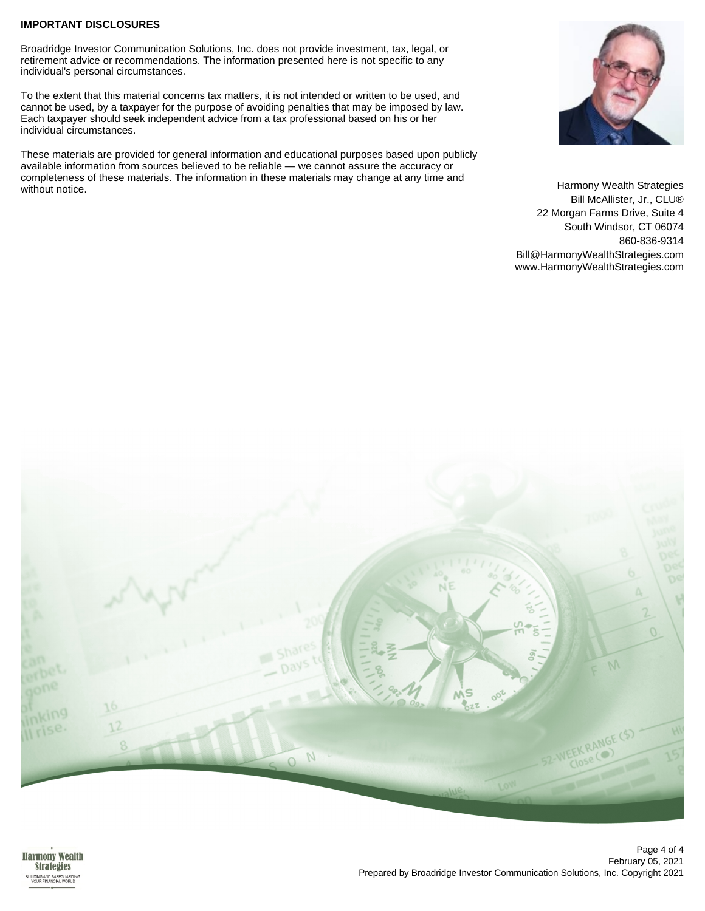**IMPORTANT DISCLOSURES**

Broadridge Investor Communication Solutions, Inc. does not provide investment, tax, legal, or retirement advice or recommendations. The information presented here is not specific to any individual's personal circumstances.

To the extent that this material concerns tax matters, it is not intended or written to be used, and cannot be used, by a taxpayer for the purpose of avoiding penalties that may be imposed by law. Each taxpayer should seek independent advice from a tax professional based on his or her individual circumstances.

These materials are provided for general information and educational purposes based upon publicly available information from sources believed to be reliable — we cannot assure the accuracy or completeness of these materials. The information in these materials may change at any time and without notice.

Harmony Wealth Strategies
Bill McAllister, Jr., CLU®
22 Morgan Farms Drive, Suite 4
South Windsor, CT 06074
860-836-9314
Bill@HarmonyWealthStrategies.com
www.HarmonyWealthStrategies.com

February 05, 2021
Prepared by Broadridge Investor Communication Solutions, Inc. Copyright 2021